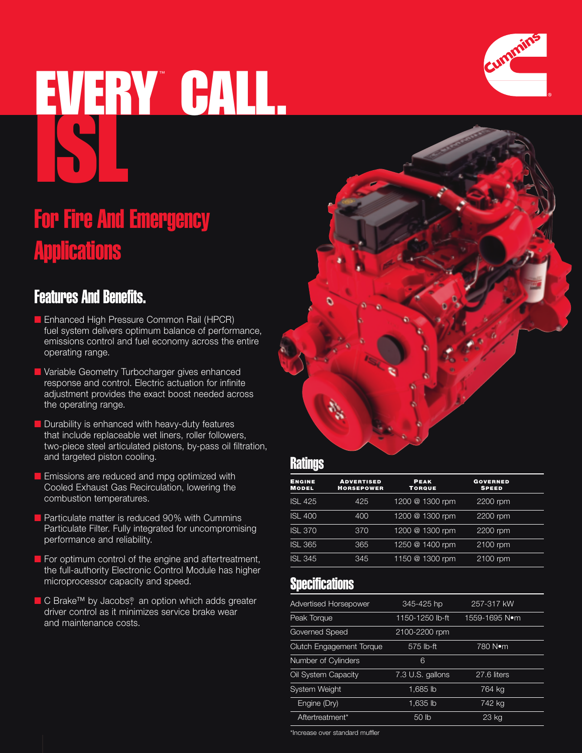# EVERY™ CALL.

# ISL

## For Fire And Emergency Applications

### Features And Benefits.

- Enhanced High Pressure Common Rail (HPCR) fuel system delivers optimum balance of performance, emissions control and fuel economy across the entire operating range.
- Variable Geometry Turbocharger gives enhanced response and control. Electric actuation for infinite adjustment provides the exact boost needed across the operating range.
- Durability is enhanced with heavy-duty features that include replaceable wet liners, roller followers, two-piece steel articulated pistons, by-pass oil filtration, and targeted piston cooling.
- Emissions are reduced and mpg optimized with Cooled Exhaust Gas Recirculation, lowering the combustion temperatures.
- Particulate matter is reduced 90% with Cummins Particulate Filter. Fully integrated for uncompromising performance and reliability.
- For optimum control of the engine and aftertreatment, the full-authority Electronic Control Module has higher microprocessor capacity and speed.
- C Brake™ by Jacobs® an option which adds greater driver control as it minimizes service brake wear and maintenance costs.

### Ratings

| Engine Model | Advertised Horsepower | Peak Torque | Governed Speed |
|---|---|---|---|
| ISL 425 | 425 | 1200 @ 1300 rpm | 2200 rpm |
| ISL 400 | 400 | 1200 @ 1300 rpm | 2200 rpm |
| ISL 370 | 370 | 1200 @ 1300 rpm | 2200 rpm |
| ISL 365 | 365 | 1250 @ 1400 rpm | 2100 rpm |
| ISL 345 | 345 | 1150 @ 1300 rpm | 2100 rpm |

### Specifications

| | | |
|---|---|---|
| Advertised Horsepower | 345-425 hp | 257-317 kW |
| Peak Torque | 1150-1250 lb-ft | 1559-1695 N•m |
| Governed Speed | 2100-2200 rpm | |
| Clutch Engagement Torque | 575 lb-ft | 780 N•m |
| Number of Cylinders | 6 | |
| Oil System Capacity | 7.3 U.S. gallons | 27.6 liters |
| System Weight | 1,685 lb | 764 kg |
| Engine (Dry) | 1,635 lb | 742 kg |
| Aftertreatment* | 50 lb | 23 kg |

*Increase over standard muffler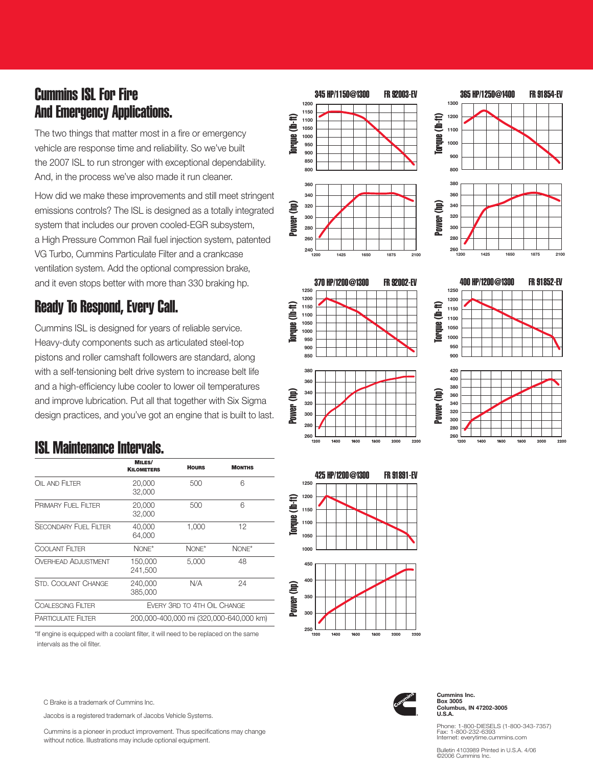# Cummins ISL For Fire And Emergency Applications.

The two things that matter most in a fire or emergency vehicle are response time and reliability. So we've built the 2007 ISL to run stronger with exceptional dependability. And, in the process we've also made it run cleaner.

How did we make these improvements and still meet stringent emissions controls? The ISL is designed as a totally integrated system that includes our proven cooled-EGR subsystem, a High Pressure Common Rail fuel injection system, patented VG Turbo, Cummins Particulate Filter and a crankcase ventilation system. Add the optional compression brake, and it even stops better with more than 330 braking hp.

## Ready To Respond, Every Call.

Cummins ISL is designed for years of reliable service. Heavy-duty components such as articulated steel-top pistons and roller camshaft followers are standard, along with a self-tensioning belt drive system to increase belt life and a high-efficiency lube cooler to lower oil temperatures and improve lubrication. Put all that together with Six Sigma design practices, and you've got an engine that is built to last.

## ISL Maintenance Intervals.

| | Miles/ Kilometers | Hours | Months |
|---|---|---|---|
| Oil and Filter | 20,000<br>32,000 | 500 | 6 |
| Primary Fuel Filter | 20,000<br>32,000 | 500 | 6 |
| Secondary Fuel Filter | 40,000<br>64,000 | 1,000 | 12 |
| Coolant Filter | None* | None* | None* |
| Overhead Adjustment | 150,000<br>241,500 | 5,000 | 48 |
| Std. Coolant Change | 240,000<br>385,000 | N/A | 24 |
| Coalescing Filter | Every 3rd to 4th Oil Change | | |
| Particulate Filter | 200,000-400,000 mi (320,000-640,000 km) | | |

*If engine is equipped with a coolant filter, it will need to be replaced on the same intervals as the oil filter.

345 HP/1150@1300 FR 92003-EV

Torque (lb-ft)
1200 1150 1100 1050 1000 950 900 850 800

Power (hp)
360 340 320 300 280 260 240
1200 1425 1650 1875 2100

365 HP/1250@1400 FR 91854-EV

Torque (lb-ft)
1300 1200 1100 1000 900 800

Power (hp)
380 360 340 320 300 280 260
1200 1425 1650 1875 2100

370 HP/1200@1300 FR 92002-EV

Torque (lb-ft)
1250 1200 1150 1100 1050 1000 950 900 850

Power (hp)
380 360 340 320 300 280 260
1200 1400 1600 1800 2000 2200

400 HP/1200@1300 FR 91852-EV

Torque (lb-ft)
1250 1200 1150 1100 1050 1000 950 900

Power (hp)
420 400 380 360 340 320 300 280 260
1200 1400 1600 1800 2000 2200

425 HP/1200@1300 FR 91891-EV

Torque (lb-ft)
1250 1200 1150 1100 1050 1000

Power (hp)
450 400 350 300 250
1200 1400 1600 1800 2000 2200

C Brake is a trademark of Cummins Inc.

Jacobs is a registered trademark of Jacobs Vehicle Systems.

Cummins is a pioneer in product improvement. Thus specifications may change without notice. Illustrations may include optional equipment.

**Cummins Inc.**
**Box 3005**
**Columbus, IN 47202-3005**
**U.S.A.**

Phone: 1-800-DIESELS (1-800-343-7357)
Fax: 1-800-232-6393
Internet: everytime.cummins.com

Bulletin 4103989 Printed in U.S.A. 4/06
©2006 Cummins Inc.